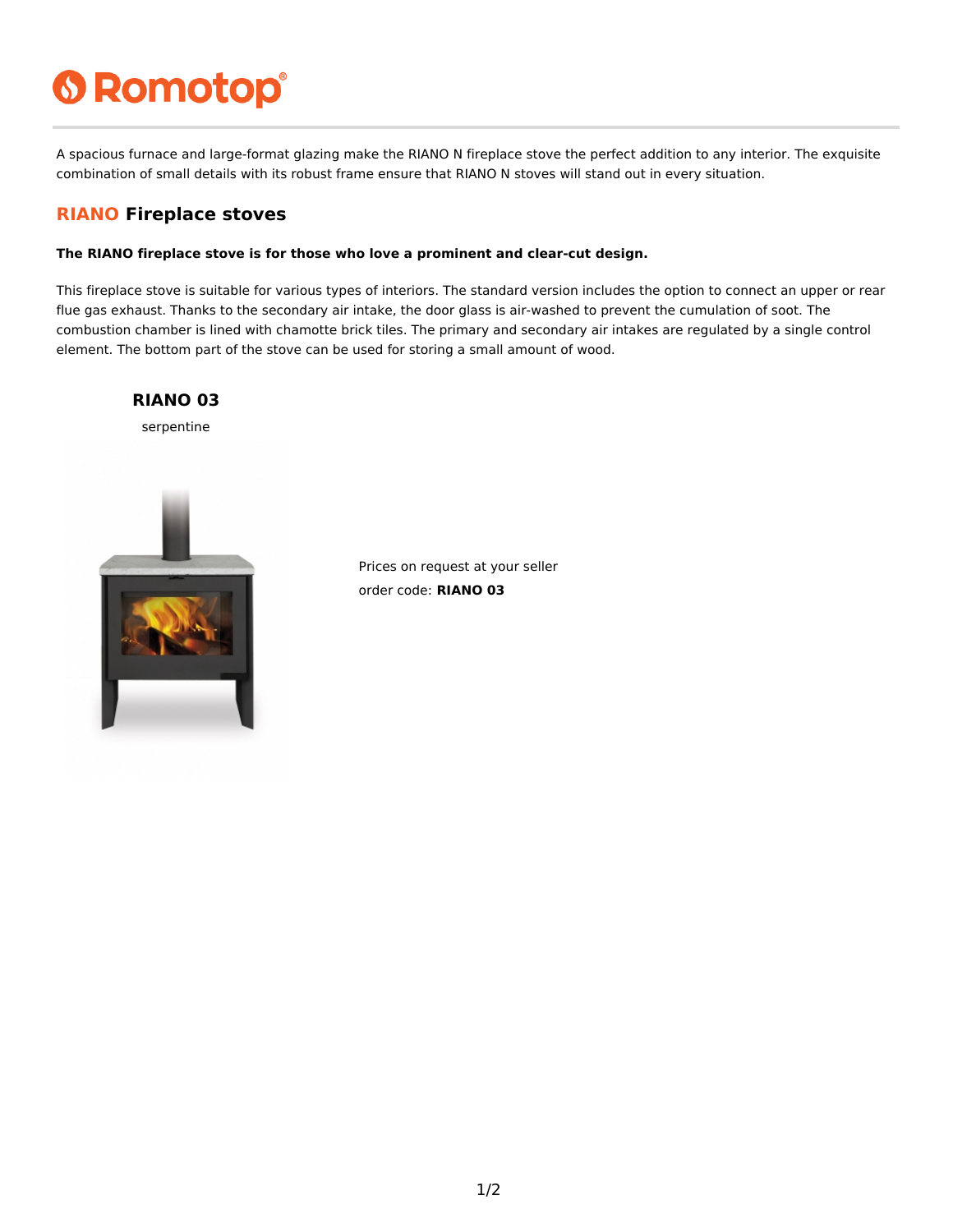# Romotop

A spacious furnace and large-format glazing make the RIANO N fireplace stove the perfect addition to any interior. The exquisite combination of small details with its robust frame ensure that RIANO N stoves will stand out in every situation.

## RIANO Fireplace stoves

**The RIANO fireplace stove is for those who love a prominent and clear-cut design.**

This fireplace stove is suitable for various types of interiors. The standard version includes the option to connect an upper or rear flue gas exhaust. Thanks to the secondary air intake, the door glass is air-washed to prevent the cumulation of soot. The combustion chamber is lined with chamotte brick tiles. The primary and secondary air intakes are regulated by a single control element. The bottom part of the stove can be used for storing a small amount of wood.

### RIANO 03

serpentine

Prices on request at your seller

order code: **RIANO 03**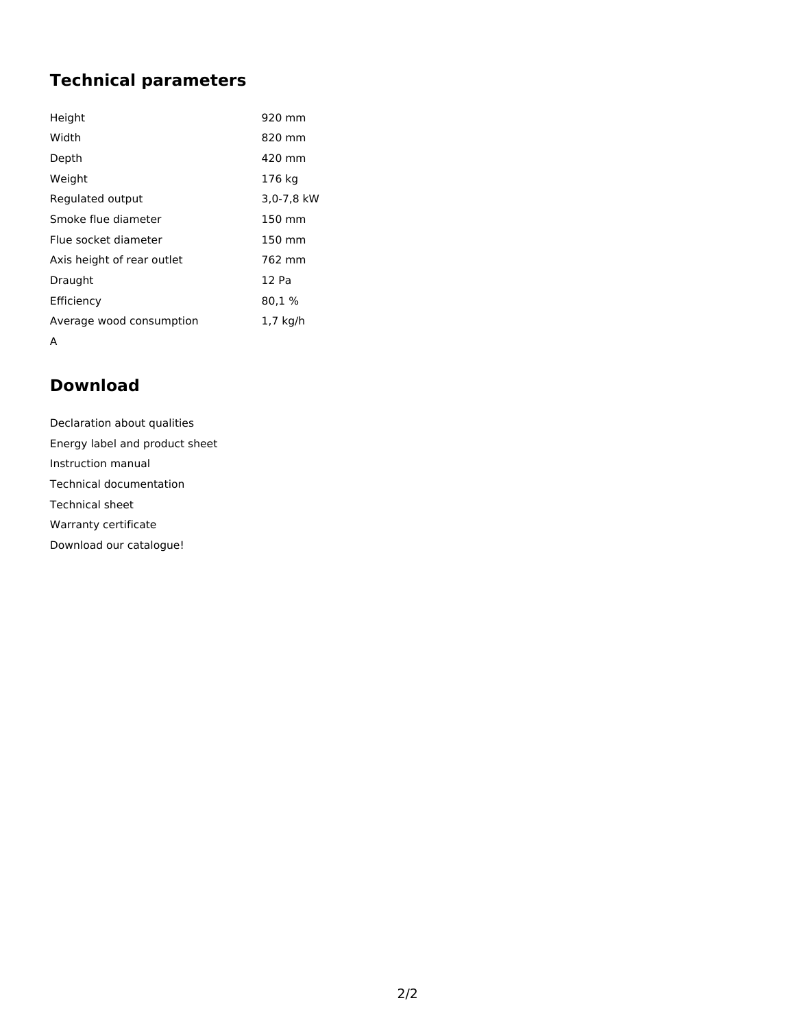## Technical parameters

| | |
|---|---|
| Height | 920 mm |
| Width | 820 mm |
| Depth | 420 mm |
| Weight | 176 kg |
| Regulated output | 3,0-7,8 kW |
| Smoke flue diameter | 150 mm |
| Flue socket diameter | 150 mm |
| Axis height of rear outlet | 762 mm |
| Draught | 12 Pa |
| Efficiency | 80,1 % |
| Average wood consumption | 1,7 kg/h |
| A | |

## Download

Declaration about qualities

Energy label and product sheet

Instruction manual

Technical documentation

Technical sheet

Warranty certificate

Download our catalogue!